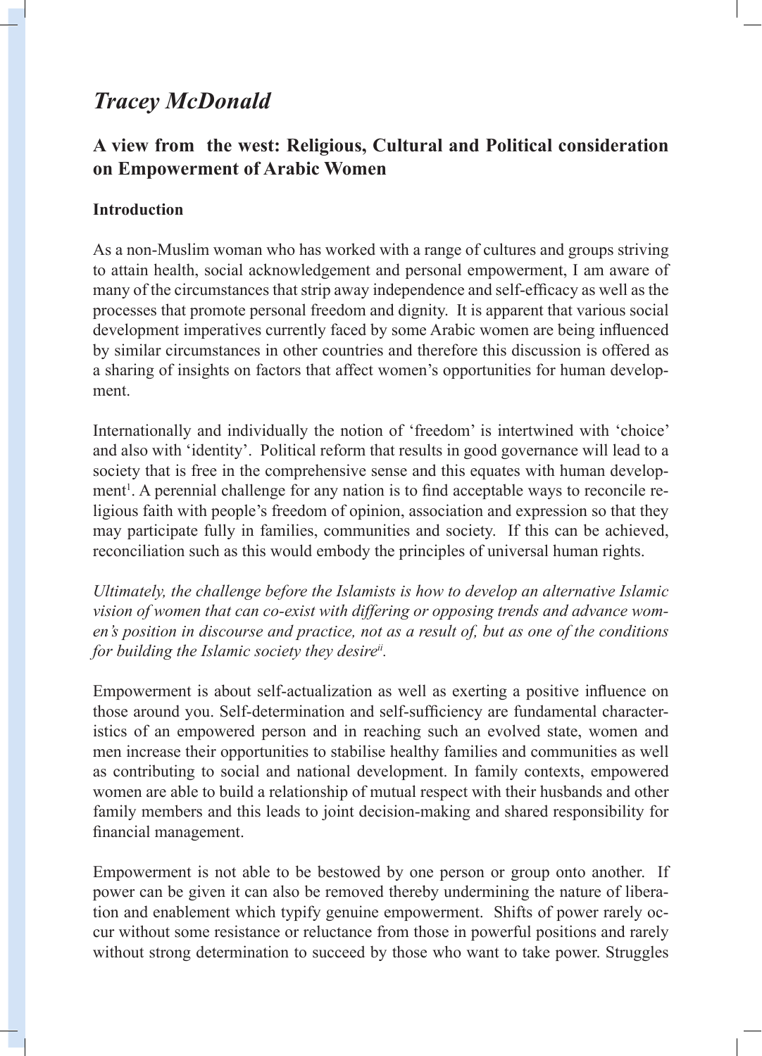# *Tracey McDonald*

## A view from the west: Religious, Cultural and Political consideration on Empowerment of Arabic Women

### Introduction

As a non-Muslim woman who has worked with a range of cultures and groups striving to attain health, social acknowledgement and personal empowerment, I am aware of many of the circumstances that strip away independence and self-efficacy as well as the processes that promote personal freedom and dignity. It is apparent that various social development imperatives currently faced by some Arabic women are being influenced by similar circumstances in other countries and therefore this discussion is offered as a sharing of insights on factors that affect women's opportunities for human development.

Internationally and individually the notion of 'freedom' is intertwined with 'choice' and also with 'identity'. Political reform that results in good governance will lead to a society that is free in the comprehensive sense and this equates with human development[1]. A perennial challenge for any nation is to find acceptable ways to reconcile religious faith with people's freedom of opinion, association and expression so that they may participate fully in families, communities and society. If this can be achieved, reconciliation such as this would embody the principles of universal human rights.

*Ultimately, the challenge before the Islamists is how to develop an alternative Islamic vision of women that can co-exist with differing or opposing trends and advance women's position in discourse and practice, not as a result of, but as one of the conditions for building the Islamic society they desire*[ii].

Empowerment is about self-actualization as well as exerting a positive influence on those around you. Self-determination and self-sufficiency are fundamental characteristics of an empowered person and in reaching such an evolved state, women and men increase their opportunities to stabilise healthy families and communities as well as contributing to social and national development. In family contexts, empowered women are able to build a relationship of mutual respect with their husbands and other family members and this leads to joint decision-making and shared responsibility for financial management.

Empowerment is not able to be bestowed by one person or group onto another. If power can be given it can also be removed thereby undermining the nature of liberation and enablement which typify genuine empowerment. Shifts of power rarely occur without some resistance or reluctance from those in powerful positions and rarely without strong determination to succeed by those who want to take power. Struggles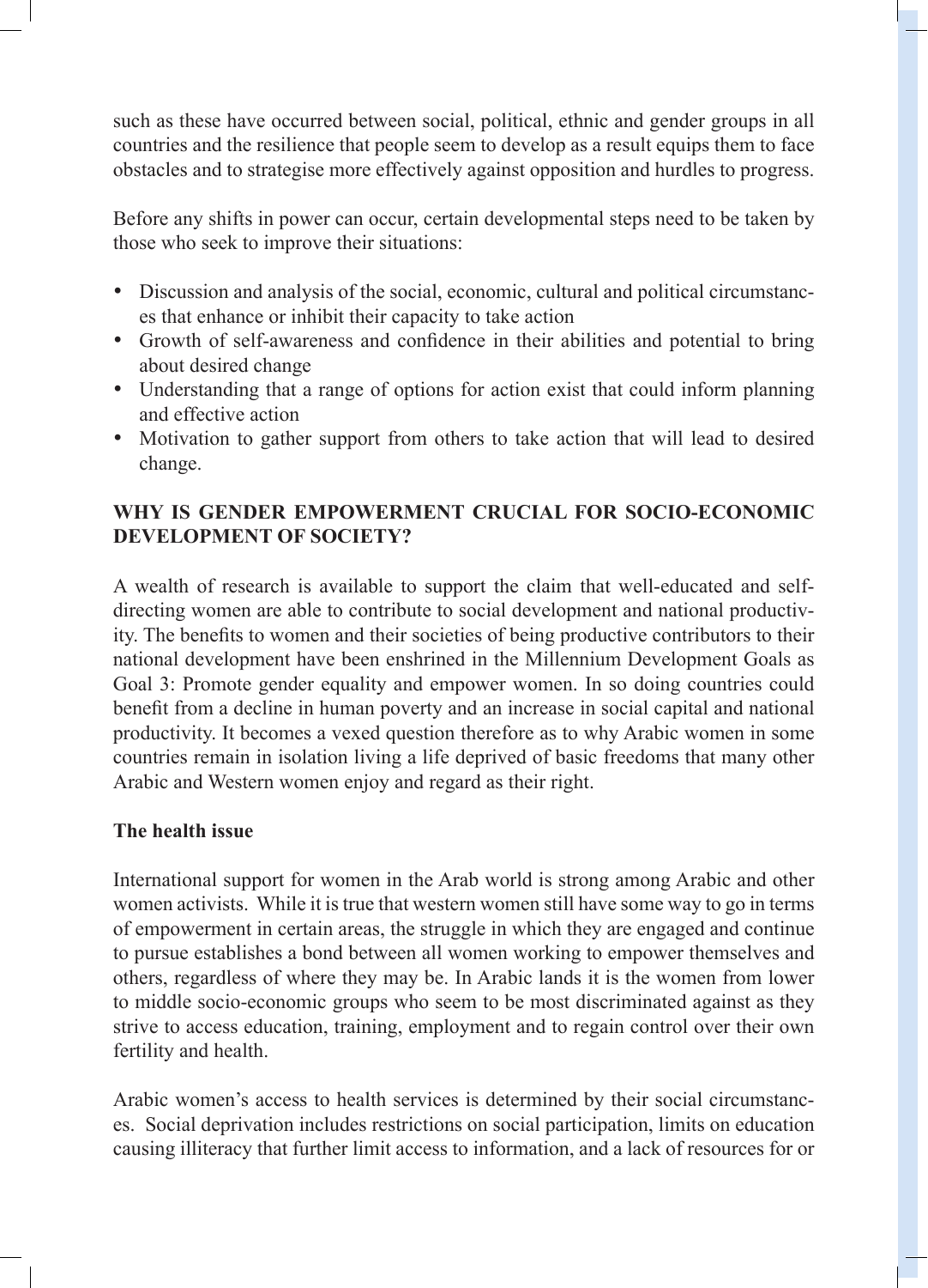such as these have occurred between social, political, ethnic and gender groups in all countries and the resilience that people seem to develop as a result equips them to face obstacles and to strategise more effectively against opposition and hurdles to progress.

Before any shifts in power can occur, certain developmental steps need to be taken by those who seek to improve their situations:

- Discussion and analysis of the social, economic, cultural and political circumstances that enhance or inhibit their capacity to take action
- Growth of self-awareness and confidence in their abilities and potential to bring about desired change
- Understanding that a range of options for action exist that could inform planning and effective action
- Motivation to gather support from others to take action that will lead to desired change.

## WHY IS GENDER EMPOWERMENT CRUCIAL FOR SOCIO-ECONOMIC DEVELOPMENT OF SOCIETY?

A wealth of research is available to support the claim that well-educated and self-directing women are able to contribute to social development and national productivity. The benefits to women and their societies of being productive contributors to their national development have been enshrined in the Millennium Development Goals as Goal 3: Promote gender equality and empower women. In so doing countries could benefit from a decline in human poverty and an increase in social capital and national productivity. It becomes a vexed question therefore as to why Arabic women in some countries remain in isolation living a life deprived of basic freedoms that many other Arabic and Western women enjoy and regard as their right.

### The health issue

International support for women in the Arab world is strong among Arabic and other women activists. While it is true that western women still have some way to go in terms of empowerment in certain areas, the struggle in which they are engaged and continue to pursue establishes a bond between all women working to empower themselves and others, regardless of where they may be. In Arabic lands it is the women from lower to middle socio-economic groups who seem to be most discriminated against as they strive to access education, training, employment and to regain control over their own fertility and health.

Arabic women's access to health services is determined by their social circumstances. Social deprivation includes restrictions on social participation, limits on education causing illiteracy that further limit access to information, and a lack of resources for or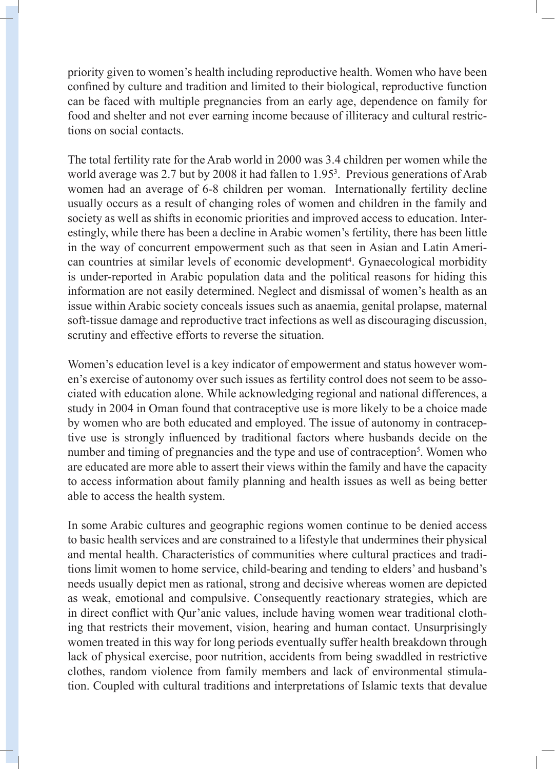priority given to women's health including reproductive health. Women who have been confined by culture and tradition and limited to their biological, reproductive function can be faced with multiple pregnancies from an early age, dependence on family for food and shelter and not ever earning income because of illiteracy and cultural restrictions on social contacts.

The total fertility rate for the Arab world in 2000 was 3.4 children per women while the world average was 2.7 but by 2008 it had fallen to 1.95[3]. Previous generations of Arab women had an average of 6-8 children per woman. Internationally fertility decline usually occurs as a result of changing roles of women and children in the family and society as well as shifts in economic priorities and improved access to education. Interestingly, while there has been a decline in Arabic women's fertility, there has been little in the way of concurrent empowerment such as that seen in Asian and Latin American countries at similar levels of economic development[4]. Gynaecological morbidity is under-reported in Arabic population data and the political reasons for hiding this information are not easily determined. Neglect and dismissal of women's health as an issue within Arabic society conceals issues such as anaemia, genital prolapse, maternal soft-tissue damage and reproductive tract infections as well as discouraging discussion, scrutiny and effective efforts to reverse the situation.

Women's education level is a key indicator of empowerment and status however women's exercise of autonomy over such issues as fertility control does not seem to be associated with education alone. While acknowledging regional and national differences, a study in 2004 in Oman found that contraceptive use is more likely to be a choice made by women who are both educated and employed. The issue of autonomy in contraceptive use is strongly influenced by traditional factors where husbands decide on the number and timing of pregnancies and the type and use of contraception[5]. Women who are educated are more able to assert their views within the family and have the capacity to access information about family planning and health issues as well as being better able to access the health system.

In some Arabic cultures and geographic regions women continue to be denied access to basic health services and are constrained to a lifestyle that undermines their physical and mental health. Characteristics of communities where cultural practices and traditions limit women to home service, child-bearing and tending to elders' and husband's needs usually depict men as rational, strong and decisive whereas women are depicted as weak, emotional and compulsive. Consequently reactionary strategies, which are in direct conflict with Qur'anic values, include having women wear traditional clothing that restricts their movement, vision, hearing and human contact. Unsurprisingly women treated in this way for long periods eventually suffer health breakdown through lack of physical exercise, poor nutrition, accidents from being swaddled in restrictive clothes, random violence from family members and lack of environmental stimulation. Coupled with cultural traditions and interpretations of Islamic texts that devalue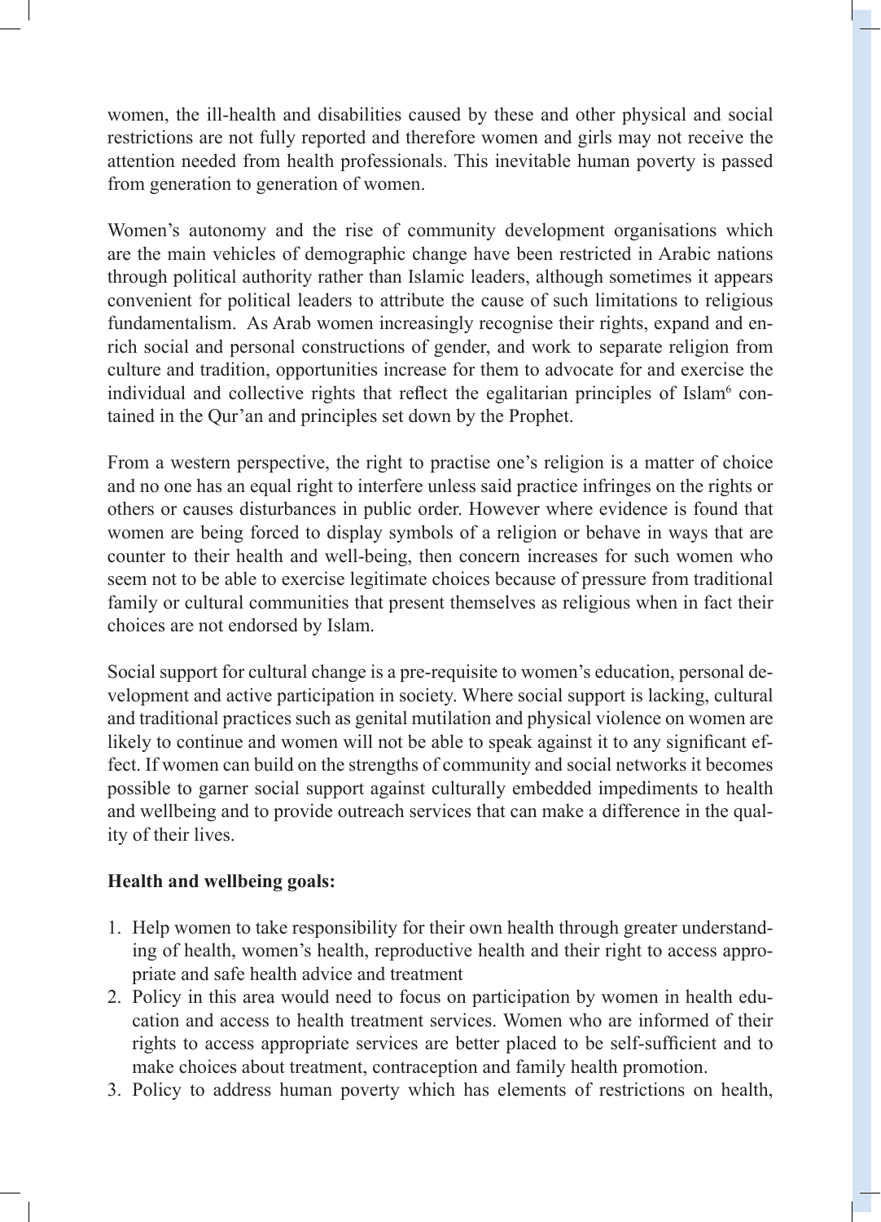women, the ill-health and disabilities caused by these and other physical and social restrictions are not fully reported and therefore women and girls may not receive the attention needed from health professionals. This inevitable human poverty is passed from generation to generation of women.

Women's autonomy and the rise of community development organisations which are the main vehicles of demographic change have been restricted in Arabic nations through political authority rather than Islamic leaders, although sometimes it appears convenient for political leaders to attribute the cause of such limitations to religious fundamentalism. As Arab women increasingly recognise their rights, expand and enrich social and personal constructions of gender, and work to separate religion from culture and tradition, opportunities increase for them to advocate for and exercise the individual and collective rights that reflect the egalitarian principles of Islam[6] contained in the Qur'an and principles set down by the Prophet.

From a western perspective, the right to practise one's religion is a matter of choice and no one has an equal right to interfere unless said practice infringes on the rights or others or causes disturbances in public order. However where evidence is found that women are being forced to display symbols of a religion or behave in ways that are counter to their health and well-being, then concern increases for such women who seem not to be able to exercise legitimate choices because of pressure from traditional family or cultural communities that present themselves as religious when in fact their choices are not endorsed by Islam.

Social support for cultural change is a pre-requisite to women's education, personal development and active participation in society. Where social support is lacking, cultural and traditional practices such as genital mutilation and physical violence on women are likely to continue and women will not be able to speak against it to any significant effect. If women can build on the strengths of community and social networks it becomes possible to garner social support against culturally embedded impediments to health and wellbeing and to provide outreach services that can make a difference in the quality of their lives.

**Health and wellbeing goals:**

1. Help women to take responsibility for their own health through greater understanding of health, women's health, reproductive health and their right to access appropriate and safe health advice and treatment
2. Policy in this area would need to focus on participation by women in health education and access to health treatment services. Women who are informed of their rights to access appropriate services are better placed to be self-sufficient and to make choices about treatment, contraception and family health promotion.
3. Policy to address human poverty which has elements of restrictions on health,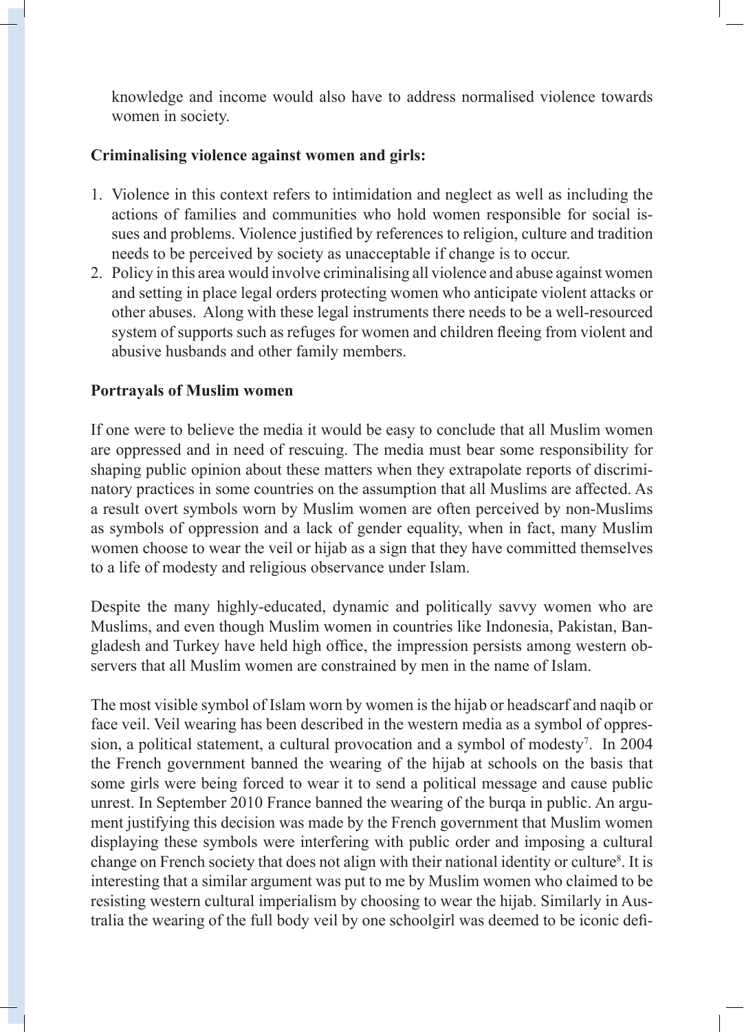knowledge and income would also have to address normalised violence towards women in society.

**Criminalising violence against women and girls:**

1. Violence in this context refers to intimidation and neglect as well as including the actions of families and communities who hold women responsible for social issues and problems. Violence justified by references to religion, culture and tradition needs to be perceived by society as unacceptable if change is to occur.
2. Policy in this area would involve criminalising all violence and abuse against women and setting in place legal orders protecting women who anticipate violent attacks or other abuses. Along with these legal instruments there needs to be a well-resourced system of supports such as refuges for women and children fleeing from violent and abusive husbands and other family members.

**Portrayals of Muslim women**

If one were to believe the media it would be easy to conclude that all Muslim women are oppressed and in need of rescuing. The media must bear some responsibility for shaping public opinion about these matters when they extrapolate reports of discriminatory practices in some countries on the assumption that all Muslims are affected. As a result overt symbols worn by Muslim women are often perceived by non-Muslims as symbols of oppression and a lack of gender equality, when in fact, many Muslim women choose to wear the veil or hijab as a sign that they have committed themselves to a life of modesty and religious observance under Islam.

Despite the many highly-educated, dynamic and politically savvy women who are Muslims, and even though Muslim women in countries like Indonesia, Pakistan, Bangladesh and Turkey have held high office, the impression persists among western observers that all Muslim women are constrained by men in the name of Islam.

The most visible symbol of Islam worn by women is the hijab or headscarf and naqib or face veil. Veil wearing has been described in the western media as a symbol of oppression, a political statement, a cultural provocation and a symbol of modesty[7]. In 2004 the French government banned the wearing of the hijab at schools on the basis that some girls were being forced to wear it to send a political message and cause public unrest. In September 2010 France banned the wearing of the burqa in public. An argument justifying this decision was made by the French government that Muslim women displaying these symbols were interfering with public order and imposing a cultural change on French society that does not align with their national identity or culture[8]. It is interesting that a similar argument was put to me by Muslim women who claimed to be resisting western cultural imperialism by choosing to wear the hijab. Similarly in Australia the wearing of the full body veil by one schoolgirl was deemed to be iconic defi-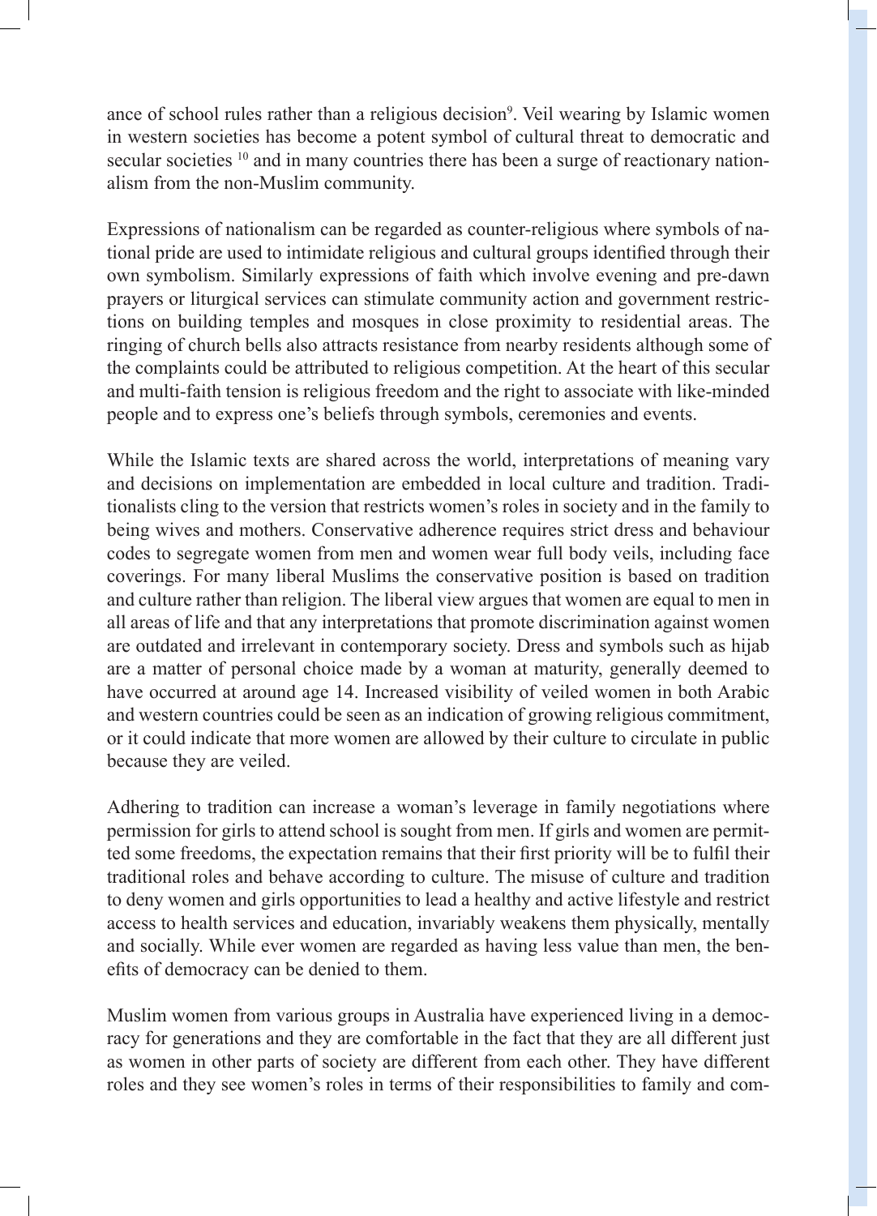ance of school rules rather than a religious decision[9]. Veil wearing by Islamic women in western societies has become a potent symbol of cultural threat to democratic and secular societies [10] and in many countries there has been a surge of reactionary nationalism from the non-Muslim community.

Expressions of nationalism can be regarded as counter-religious where symbols of national pride are used to intimidate religious and cultural groups identified through their own symbolism. Similarly expressions of faith which involve evening and pre-dawn prayers or liturgical services can stimulate community action and government restrictions on building temples and mosques in close proximity to residential areas. The ringing of church bells also attracts resistance from nearby residents although some of the complaints could be attributed to religious competition. At the heart of this secular and multi-faith tension is religious freedom and the right to associate with like-minded people and to express one's beliefs through symbols, ceremonies and events.

While the Islamic texts are shared across the world, interpretations of meaning vary and decisions on implementation are embedded in local culture and tradition. Traditionalists cling to the version that restricts women's roles in society and in the family to being wives and mothers. Conservative adherence requires strict dress and behaviour codes to segregate women from men and women wear full body veils, including face coverings. For many liberal Muslims the conservative position is based on tradition and culture rather than religion. The liberal view argues that women are equal to men in all areas of life and that any interpretations that promote discrimination against women are outdated and irrelevant in contemporary society. Dress and symbols such as hijab are a matter of personal choice made by a woman at maturity, generally deemed to have occurred at around age 14. Increased visibility of veiled women in both Arabic and western countries could be seen as an indication of growing religious commitment, or it could indicate that more women are allowed by their culture to circulate in public because they are veiled.

Adhering to tradition can increase a woman's leverage in family negotiations where permission for girls to attend school is sought from men. If girls and women are permitted some freedoms, the expectation remains that their first priority will be to fulfil their traditional roles and behave according to culture. The misuse of culture and tradition to deny women and girls opportunities to lead a healthy and active lifestyle and restrict access to health services and education, invariably weakens them physically, mentally and socially. While ever women are regarded as having less value than men, the benefits of democracy can be denied to them.

Muslim women from various groups in Australia have experienced living in a democracy for generations and they are comfortable in the fact that they are all different just as women in other parts of society are different from each other. They have different roles and they see women's roles in terms of their responsibilities to family and com-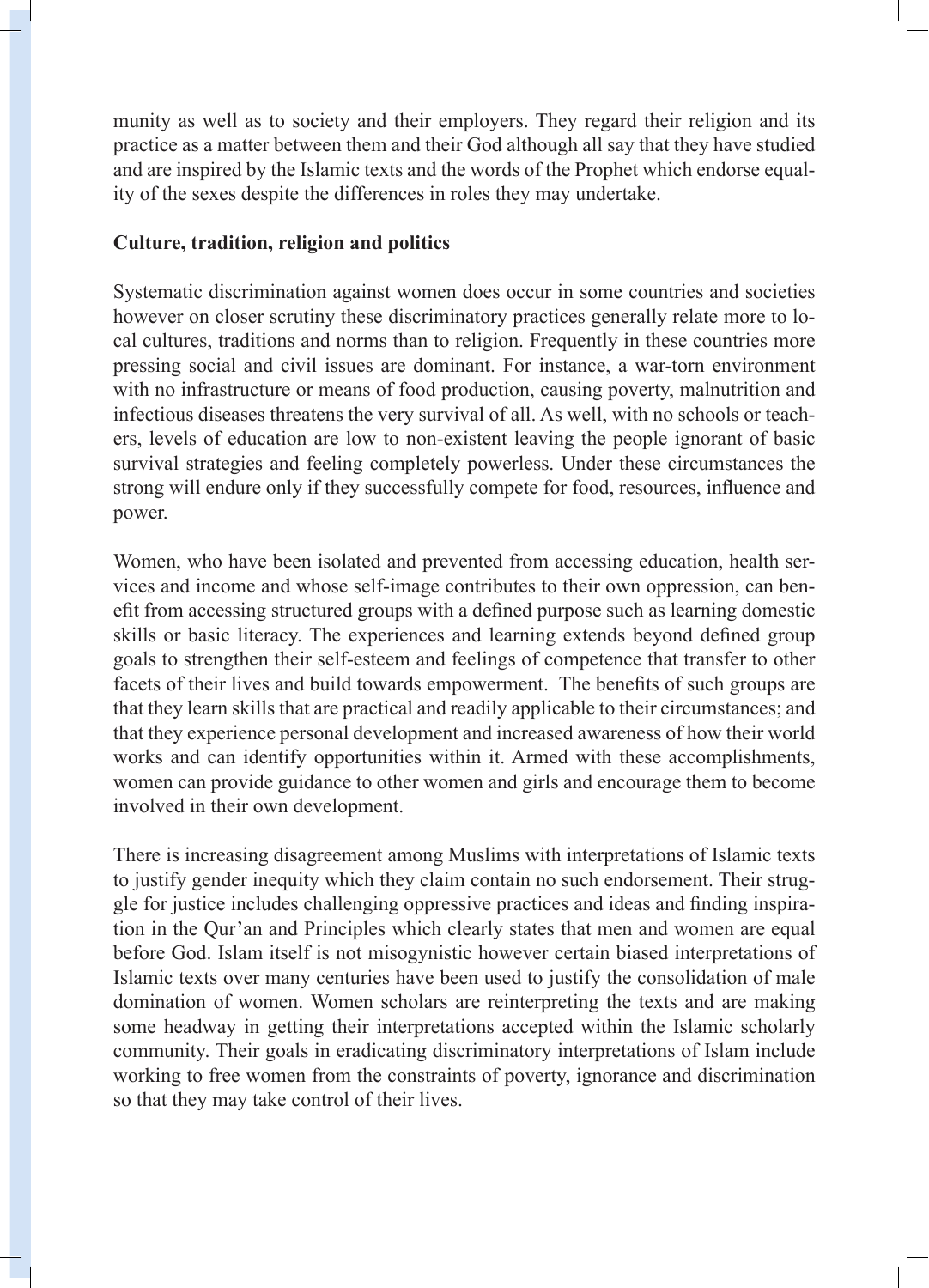munity as well as to society and their employers. They regard their religion and its practice as a matter between them and their God although all say that they have studied and are inspired by the Islamic texts and the words of the Prophet which endorse equality of the sexes despite the differences in roles they may undertake.

**Culture, tradition, religion and politics**

Systematic discrimination against women does occur in some countries and societies however on closer scrutiny these discriminatory practices generally relate more to local cultures, traditions and norms than to religion. Frequently in these countries more pressing social and civil issues are dominant. For instance, a war-torn environment with no infrastructure or means of food production, causing poverty, malnutrition and infectious diseases threatens the very survival of all. As well, with no schools or teachers, levels of education are low to non-existent leaving the people ignorant of basic survival strategies and feeling completely powerless. Under these circumstances the strong will endure only if they successfully compete for food, resources, influence and power.

Women, who have been isolated and prevented from accessing education, health services and income and whose self-image contributes to their own oppression, can benefit from accessing structured groups with a defined purpose such as learning domestic skills or basic literacy. The experiences and learning extends beyond defined group goals to strengthen their self-esteem and feelings of competence that transfer to other facets of their lives and build towards empowerment. The benefits of such groups are that they learn skills that are practical and readily applicable to their circumstances; and that they experience personal development and increased awareness of how their world works and can identify opportunities within it. Armed with these accomplishments, women can provide guidance to other women and girls and encourage them to become involved in their own development.

There is increasing disagreement among Muslims with interpretations of Islamic texts to justify gender inequity which they claim contain no such endorsement. Their struggle for justice includes challenging oppressive practices and ideas and finding inspiration in the Qur'an and Principles which clearly states that men and women are equal before God. Islam itself is not misogynistic however certain biased interpretations of Islamic texts over many centuries have been used to justify the consolidation of male domination of women. Women scholars are reinterpreting the texts and are making some headway in getting their interpretations accepted within the Islamic scholarly community. Their goals in eradicating discriminatory interpretations of Islam include working to free women from the constraints of poverty, ignorance and discrimination so that they may take control of their lives.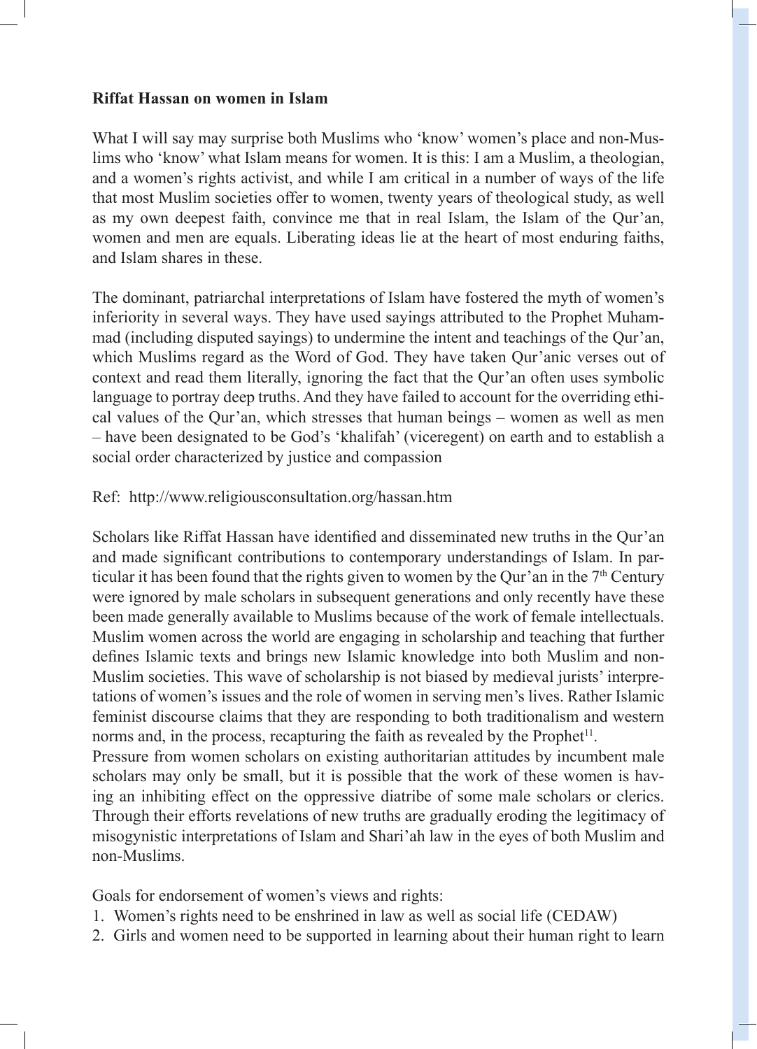**Riffat Hassan on women in Islam**

What I will say may surprise both Muslims who 'know' women's place and non-Muslims who 'know' what Islam means for women. It is this: I am a Muslim, a theologian, and a women's rights activist, and while I am critical in a number of ways of the life that most Muslim societies offer to women, twenty years of theological study, as well as my own deepest faith, convince me that in real Islam, the Islam of the Qur'an, women and men are equals. Liberating ideas lie at the heart of most enduring faiths, and Islam shares in these.

The dominant, patriarchal interpretations of Islam have fostered the myth of women's inferiority in several ways. They have used sayings attributed to the Prophet Muhammad (including disputed sayings) to undermine the intent and teachings of the Qur'an, which Muslims regard as the Word of God. They have taken Qur'anic verses out of context and read them literally, ignoring the fact that the Qur'an often uses symbolic language to portray deep truths. And they have failed to account for the overriding ethical values of the Qur'an, which stresses that human beings – women as well as men – have been designated to be God's 'khalifah' (viceregent) on earth and to establish a social order characterized by justice and compassion

Ref: http://www.religiousconsultation.org/hassan.htm

Scholars like Riffat Hassan have identified and disseminated new truths in the Qur'an and made significant contributions to contemporary understandings of Islam. In particular it has been found that the rights given to women by the Qur'an in the 7th Century were ignored by male scholars in subsequent generations and only recently have these been made generally available to Muslims because of the work of female intellectuals. Muslim women across the world are engaging in scholarship and teaching that further defines Islamic texts and brings new Islamic knowledge into both Muslim and non-Muslim societies. This wave of scholarship is not biased by medieval jurists' interpretations of women's issues and the role of women in serving men's lives. Rather Islamic feminist discourse claims that they are responding to both traditionalism and western norms and, in the process, recapturing the faith as revealed by the Prophet[11].

Pressure from women scholars on existing authoritarian attitudes by incumbent male scholars may only be small, but it is possible that the work of these women is having an inhibiting effect on the oppressive diatribe of some male scholars or clerics. Through their efforts revelations of new truths are gradually eroding the legitimacy of misogynistic interpretations of Islam and Shari'ah law in the eyes of both Muslim and non-Muslims.

Goals for endorsement of women's views and rights:

1. Women's rights need to be enshrined in law as well as social life (CEDAW)
2. Girls and women need to be supported in learning about their human right to learn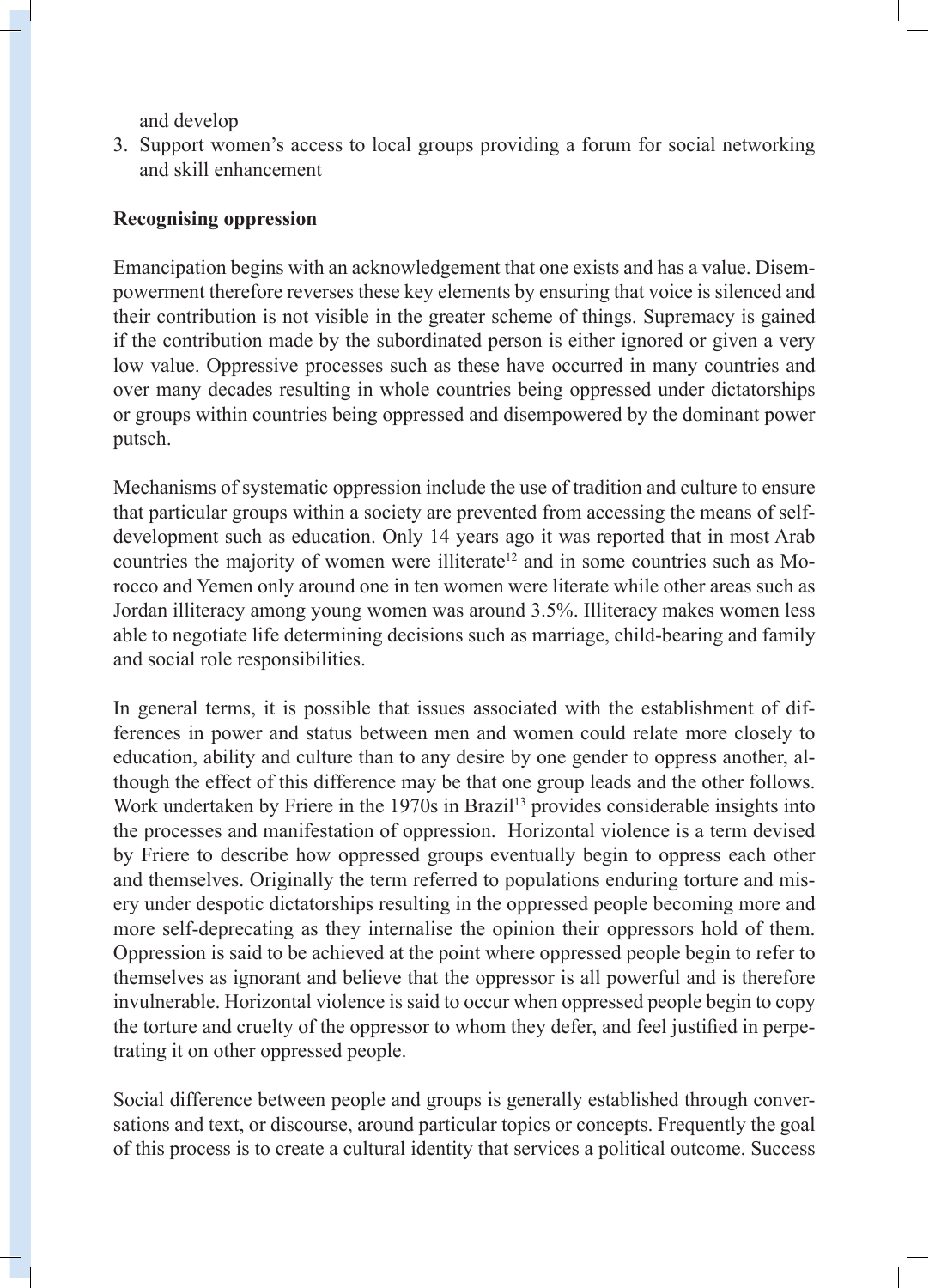and develop

3. Support women's access to local groups providing a forum for social networking and skill enhancement

**Recognising oppression**

Emancipation begins with an acknowledgement that one exists and has a value. Disempowerment therefore reverses these key elements by ensuring that voice is silenced and their contribution is not visible in the greater scheme of things. Supremacy is gained if the contribution made by the subordinated person is either ignored or given a very low value. Oppressive processes such as these have occurred in many countries and over many decades resulting in whole countries being oppressed under dictatorships or groups within countries being oppressed and disempowered by the dominant power putsch.

Mechanisms of systematic oppression include the use of tradition and culture to ensure that particular groups within a society are prevented from accessing the means of self-development such as education. Only 14 years ago it was reported that in most Arab countries the majority of women were illiterate[12] and in some countries such as Morocco and Yemen only around one in ten women were literate while other areas such as Jordan illiteracy among young women was around 3.5%. Illiteracy makes women less able to negotiate life determining decisions such as marriage, child-bearing and family and social role responsibilities.

In general terms, it is possible that issues associated with the establishment of differences in power and status between men and women could relate more closely to education, ability and culture than to any desire by one gender to oppress another, although the effect of this difference may be that one group leads and the other follows. Work undertaken by Friere in the 1970s in Brazil[13] provides considerable insights into the processes and manifestation of oppression. Horizontal violence is a term devised by Friere to describe how oppressed groups eventually begin to oppress each other and themselves. Originally the term referred to populations enduring torture and misery under despotic dictatorships resulting in the oppressed people becoming more and more self-deprecating as they internalise the opinion their oppressors hold of them. Oppression is said to be achieved at the point where oppressed people begin to refer to themselves as ignorant and believe that the oppressor is all powerful and is therefore invulnerable. Horizontal violence is said to occur when oppressed people begin to copy the torture and cruelty of the oppressor to whom they defer, and feel justified in perpetrating it on other oppressed people.

Social difference between people and groups is generally established through conversations and text, or discourse, around particular topics or concepts. Frequently the goal of this process is to create a cultural identity that services a political outcome. Success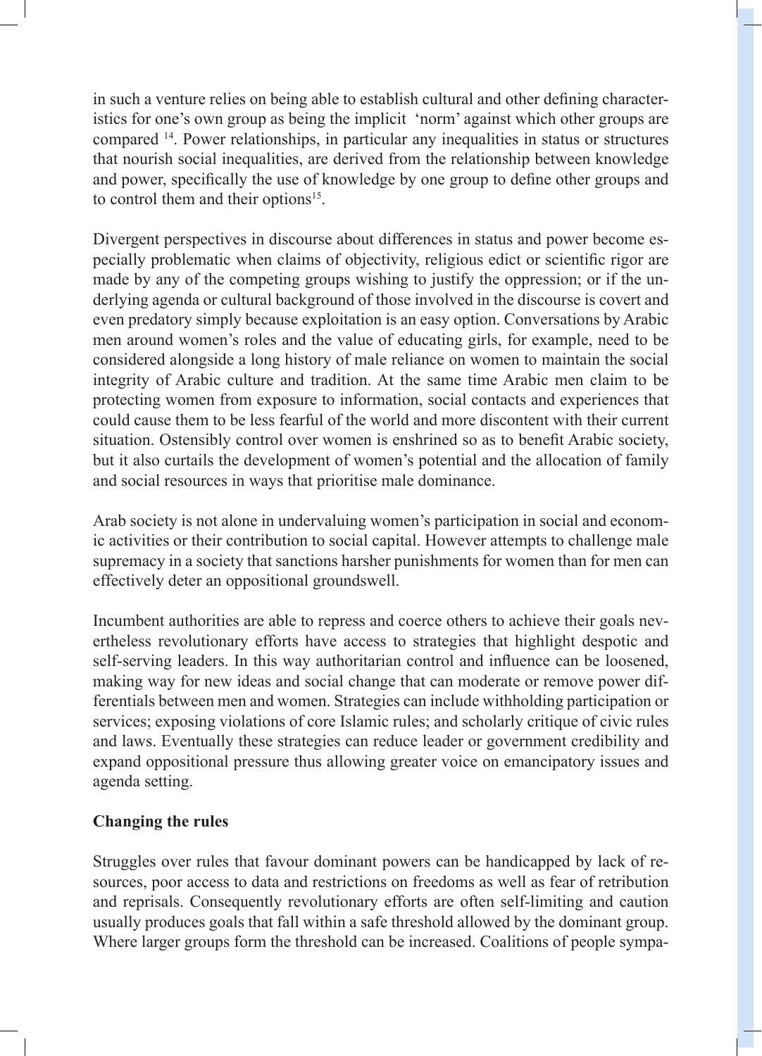in such a venture relies on being able to establish cultural and other defining characteristics for one's own group as being the implicit 'norm' against which other groups are compared [14]. Power relationships, in particular any inequalities in status or structures that nourish social inequalities, are derived from the relationship between knowledge and power, specifically the use of knowledge by one group to define other groups and to control them and their options[15].

Divergent perspectives in discourse about differences in status and power become especially problematic when claims of objectivity, religious edict or scientific rigor are made by any of the competing groups wishing to justify the oppression; or if the underlying agenda or cultural background of those involved in the discourse is covert and even predatory simply because exploitation is an easy option. Conversations by Arabic men around women's roles and the value of educating girls, for example, need to be considered alongside a long history of male reliance on women to maintain the social integrity of Arabic culture and tradition. At the same time Arabic men claim to be protecting women from exposure to information, social contacts and experiences that could cause them to be less fearful of the world and more discontent with their current situation. Ostensibly control over women is enshrined so as to benefit Arabic society, but it also curtails the development of women's potential and the allocation of family and social resources in ways that prioritise male dominance.

Arab society is not alone in undervaluing women's participation in social and economic activities or their contribution to social capital. However attempts to challenge male supremacy in a society that sanctions harsher punishments for women than for men can effectively deter an oppositional groundswell.

Incumbent authorities are able to repress and coerce others to achieve their goals nevertheless revolutionary efforts have access to strategies that highlight despotic and self-serving leaders. In this way authoritarian control and influence can be loosened, making way for new ideas and social change that can moderate or remove power differentials between men and women. Strategies can include withholding participation or services; exposing violations of core Islamic rules; and scholarly critique of civic rules and laws. Eventually these strategies can reduce leader or government credibility and expand oppositional pressure thus allowing greater voice on emancipatory issues and agenda setting.

**Changing the rules**

Struggles over rules that favour dominant powers can be handicapped by lack of resources, poor access to data and restrictions on freedoms as well as fear of retribution and reprisals. Consequently revolutionary efforts are often self-limiting and caution usually produces goals that fall within a safe threshold allowed by the dominant group. Where larger groups form the threshold can be increased. Coalitions of people sympa-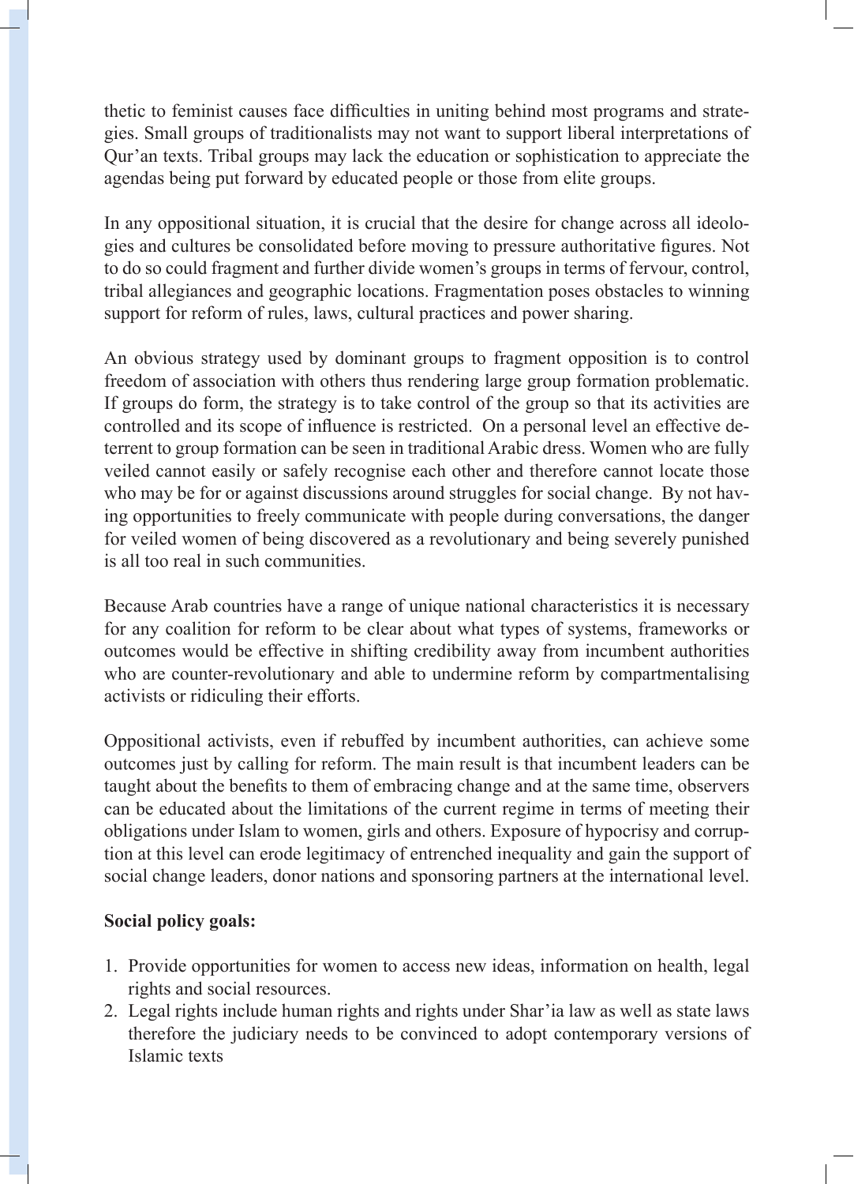thetic to feminist causes face difficulties in uniting behind most programs and strategies. Small groups of traditionalists may not want to support liberal interpretations of Qur'an texts. Tribal groups may lack the education or sophistication to appreciate the agendas being put forward by educated people or those from elite groups.

In any oppositional situation, it is crucial that the desire for change across all ideologies and cultures be consolidated before moving to pressure authoritative figures. Not to do so could fragment and further divide women's groups in terms of fervour, control, tribal allegiances and geographic locations. Fragmentation poses obstacles to winning support for reform of rules, laws, cultural practices and power sharing.

An obvious strategy used by dominant groups to fragment opposition is to control freedom of association with others thus rendering large group formation problematic. If groups do form, the strategy is to take control of the group so that its activities are controlled and its scope of influence is restricted. On a personal level an effective deterrent to group formation can be seen in traditional Arabic dress. Women who are fully veiled cannot easily or safely recognise each other and therefore cannot locate those who may be for or against discussions around struggles for social change. By not having opportunities to freely communicate with people during conversations, the danger for veiled women of being discovered as a revolutionary and being severely punished is all too real in such communities.

Because Arab countries have a range of unique national characteristics it is necessary for any coalition for reform to be clear about what types of systems, frameworks or outcomes would be effective in shifting credibility away from incumbent authorities who are counter-revolutionary and able to undermine reform by compartmentalising activists or ridiculing their efforts.

Oppositional activists, even if rebuffed by incumbent authorities, can achieve some outcomes just by calling for reform. The main result is that incumbent leaders can be taught about the benefits to them of embracing change and at the same time, observers can be educated about the limitations of the current regime in terms of meeting their obligations under Islam to women, girls and others. Exposure of hypocrisy and corruption at this level can erode legitimacy of entrenched inequality and gain the support of social change leaders, donor nations and sponsoring partners at the international level.

**Social policy goals:**

1. Provide opportunities for women to access new ideas, information on health, legal rights and social resources.
2. Legal rights include human rights and rights under Shar'ia law as well as state laws therefore the judiciary needs to be convinced to adopt contemporary versions of Islamic texts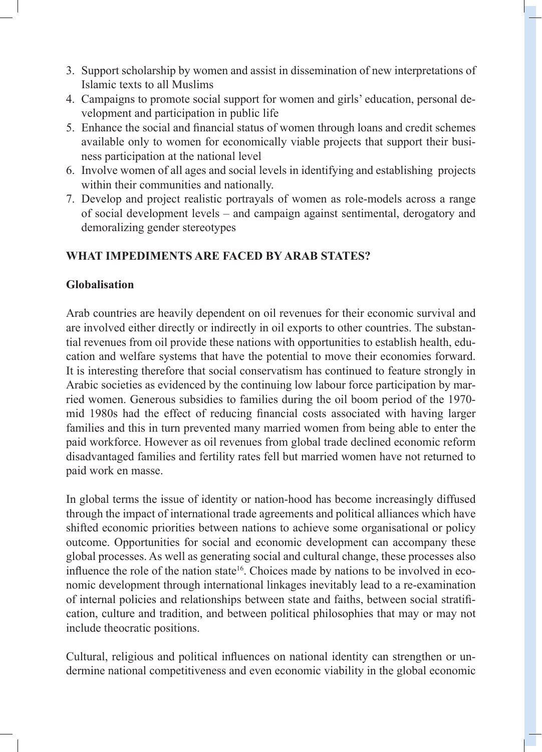3. Support scholarship by women and assist in dissemination of new interpretations of Islamic texts to all Muslims
4. Campaigns to promote social support for women and girls' education, personal development and participation in public life
5. Enhance the social and financial status of women through loans and credit schemes available only to women for economically viable projects that support their business participation at the national level
6. Involve women of all ages and social levels in identifying and establishing projects within their communities and nationally.
7. Develop and project realistic portrayals of women as role-models across a range of social development levels – and campaign against sentimental, derogatory and demoralizing gender stereotypes

## WHAT IMPEDIMENTS ARE FACED BY ARAB STATES?

### Globalisation

Arab countries are heavily dependent on oil revenues for their economic survival and are involved either directly or indirectly in oil exports to other countries. The substantial revenues from oil provide these nations with opportunities to establish health, education and welfare systems that have the potential to move their economies forward. It is interesting therefore that social conservatism has continued to feature strongly in Arabic societies as evidenced by the continuing low labour force participation by married women. Generous subsidies to families during the oil boom period of the 1970-mid 1980s had the effect of reducing financial costs associated with having larger families and this in turn prevented many married women from being able to enter the paid workforce. However as oil revenues from global trade declined economic reform disadvantaged families and fertility rates fell but married women have not returned to paid work en masse.

In global terms the issue of identity or nation-hood has become increasingly diffused through the impact of international trade agreements and political alliances which have shifted economic priorities between nations to achieve some organisational or policy outcome. Opportunities for social and economic development can accompany these global processes. As well as generating social and cultural change, these processes also influence the role of the nation state[16]. Choices made by nations to be involved in economic development through international linkages inevitably lead to a re-examination of internal policies and relationships between state and faiths, between social stratification, culture and tradition, and between political philosophies that may or may not include theocratic positions.

Cultural, religious and political influences on national identity can strengthen or undermine national competitiveness and even economic viability in the global economic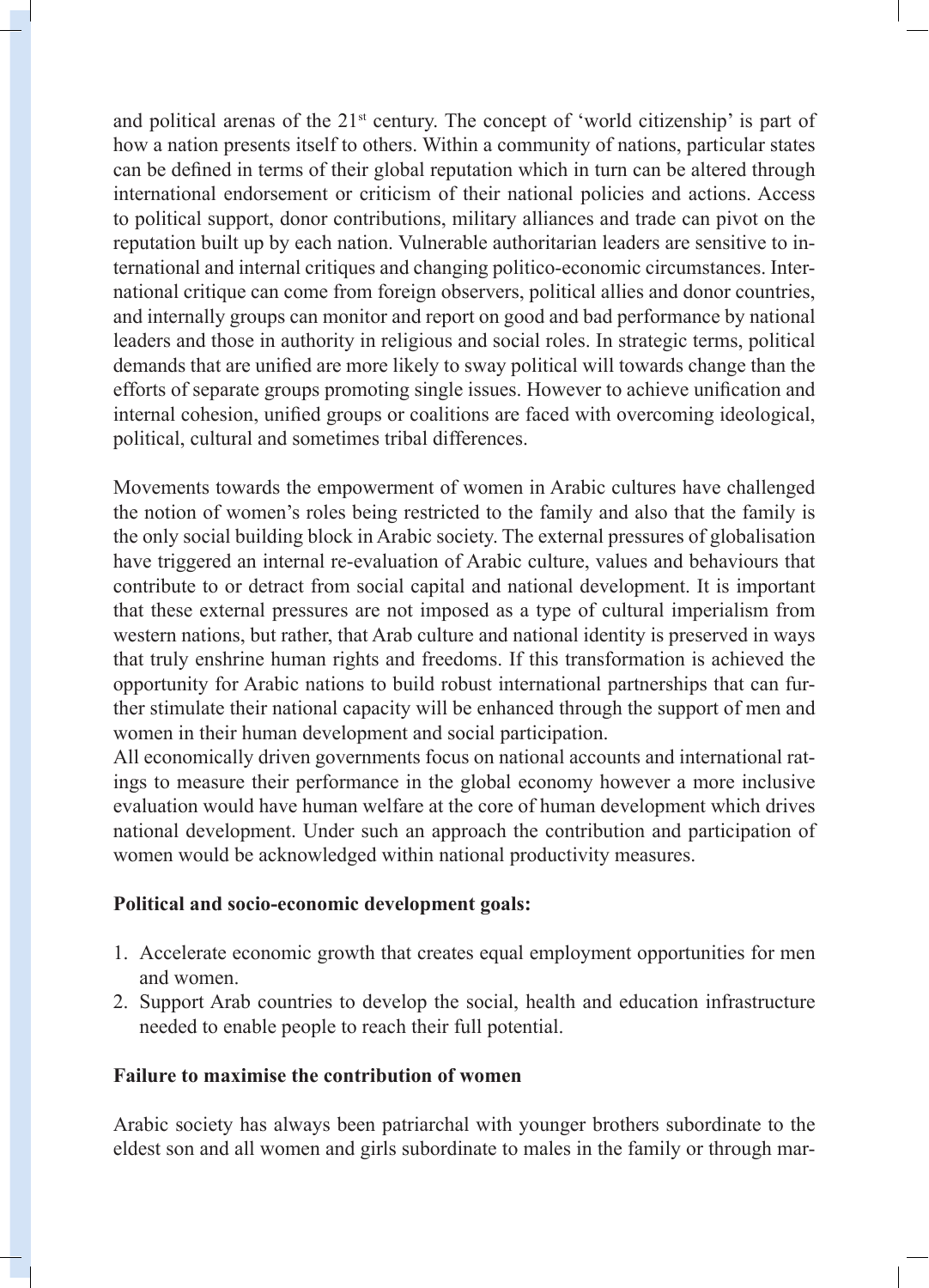and political arenas of the 21st century. The concept of 'world citizenship' is part of how a nation presents itself to others. Within a community of nations, particular states can be defined in terms of their global reputation which in turn can be altered through international endorsement or criticism of their national policies and actions. Access to political support, donor contributions, military alliances and trade can pivot on the reputation built up by each nation. Vulnerable authoritarian leaders are sensitive to international and internal critiques and changing politico-economic circumstances. International critique can come from foreign observers, political allies and donor countries, and internally groups can monitor and report on good and bad performance by national leaders and those in authority in religious and social roles. In strategic terms, political demands that are unified are more likely to sway political will towards change than the efforts of separate groups promoting single issues. However to achieve unification and internal cohesion, unified groups or coalitions are faced with overcoming ideological, political, cultural and sometimes tribal differences.

Movements towards the empowerment of women in Arabic cultures have challenged the notion of women's roles being restricted to the family and also that the family is the only social building block in Arabic society. The external pressures of globalisation have triggered an internal re-evaluation of Arabic culture, values and behaviours that contribute to or detract from social capital and national development. It is important that these external pressures are not imposed as a type of cultural imperialism from western nations, but rather, that Arab culture and national identity is preserved in ways that truly enshrine human rights and freedoms. If this transformation is achieved the opportunity for Arabic nations to build robust international partnerships that can further stimulate their national capacity will be enhanced through the support of men and women in their human development and social participation.

All economically driven governments focus on national accounts and international ratings to measure their performance in the global economy however a more inclusive evaluation would have human welfare at the core of human development which drives national development. Under such an approach the contribution and participation of women would be acknowledged within national productivity measures.

**Political and socio-economic development goals:**

1. Accelerate economic growth that creates equal employment opportunities for men and women.
2. Support Arab countries to develop the social, health and education infrastructure needed to enable people to reach their full potential.

**Failure to maximise the contribution of women**

Arabic society has always been patriarchal with younger brothers subordinate to the eldest son and all women and girls subordinate to males in the family or through mar-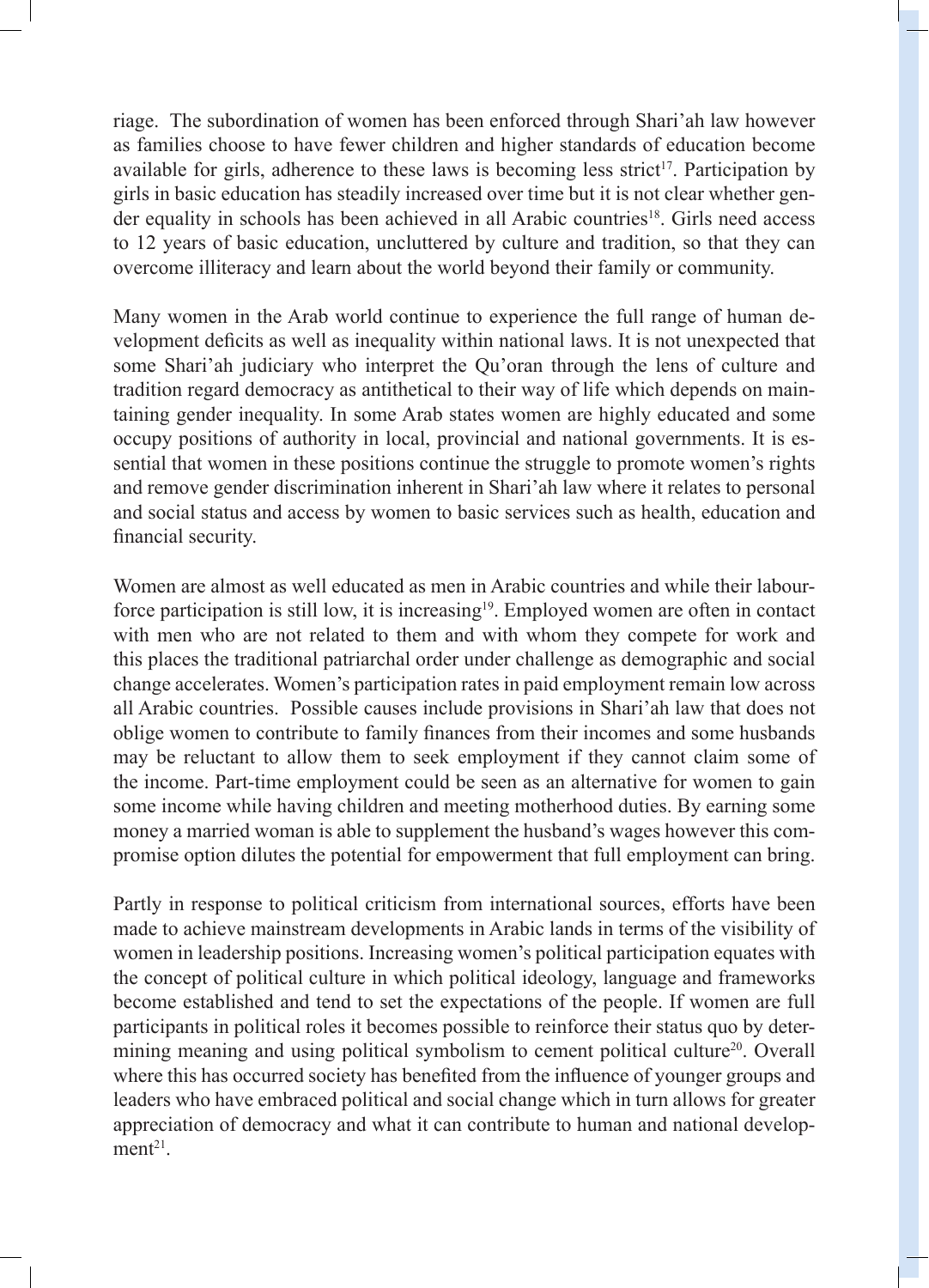riage. The subordination of women has been enforced through Shari'ah law however as families choose to have fewer children and higher standards of education become available for girls, adherence to these laws is becoming less strict[17]. Participation by girls in basic education has steadily increased over time but it is not clear whether gender equality in schools has been achieved in all Arabic countries[18]. Girls need access to 12 years of basic education, uncluttered by culture and tradition, so that they can overcome illiteracy and learn about the world beyond their family or community.

Many women in the Arab world continue to experience the full range of human development deficits as well as inequality within national laws. It is not unexpected that some Shari'ah judiciary who interpret the Qu'oran through the lens of culture and tradition regard democracy as antithetical to their way of life which depends on maintaining gender inequality. In some Arab states women are highly educated and some occupy positions of authority in local, provincial and national governments. It is essential that women in these positions continue the struggle to promote women's rights and remove gender discrimination inherent in Shari'ah law where it relates to personal and social status and access by women to basic services such as health, education and financial security.

Women are almost as well educated as men in Arabic countries and while their labourforce participation is still low, it is increasing[19]. Employed women are often in contact with men who are not related to them and with whom they compete for work and this places the traditional patriarchal order under challenge as demographic and social change accelerates. Women's participation rates in paid employment remain low across all Arabic countries. Possible causes include provisions in Shari'ah law that does not oblige women to contribute to family finances from their incomes and some husbands may be reluctant to allow them to seek employment if they cannot claim some of the income. Part-time employment could be seen as an alternative for women to gain some income while having children and meeting motherhood duties. By earning some money a married woman is able to supplement the husband's wages however this compromise option dilutes the potential for empowerment that full employment can bring.

Partly in response to political criticism from international sources, efforts have been made to achieve mainstream developments in Arabic lands in terms of the visibility of women in leadership positions. Increasing women's political participation equates with the concept of political culture in which political ideology, language and frameworks become established and tend to set the expectations of the people. If women are full participants in political roles it becomes possible to reinforce their status quo by determining meaning and using political symbolism to cement political culture[20]. Overall where this has occurred society has benefited from the influence of younger groups and leaders who have embraced political and social change which in turn allows for greater appreciation of democracy and what it can contribute to human and national development[21].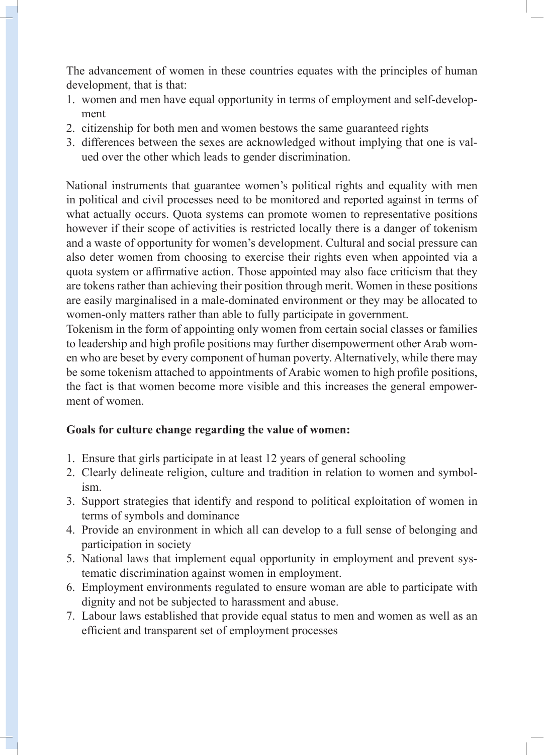The advancement of women in these countries equates with the principles of human development, that is that:

1. women and men have equal opportunity in terms of employment and self-development
2. citizenship for both men and women bestows the same guaranteed rights
3. differences between the sexes are acknowledged without implying that one is valued over the other which leads to gender discrimination.

National instruments that guarantee women's political rights and equality with men in political and civil processes need to be monitored and reported against in terms of what actually occurs. Quota systems can promote women to representative positions however if their scope of activities is restricted locally there is a danger of tokenism and a waste of opportunity for women's development. Cultural and social pressure can also deter women from choosing to exercise their rights even when appointed via a quota system or affirmative action. Those appointed may also face criticism that they are tokens rather than achieving their position through merit. Women in these positions are easily marginalised in a male-dominated environment or they may be allocated to women-only matters rather than able to fully participate in government.

Tokenism in the form of appointing only women from certain social classes or families to leadership and high profile positions may further disempowerment other Arab women who are beset by every component of human poverty. Alternatively, while there may be some tokenism attached to appointments of Arabic women to high profile positions, the fact is that women become more visible and this increases the general empowerment of women.

**Goals for culture change regarding the value of women:**

1. Ensure that girls participate in at least 12 years of general schooling
2. Clearly delineate religion, culture and tradition in relation to women and symbolism.
3. Support strategies that identify and respond to political exploitation of women in terms of symbols and dominance
4. Provide an environment in which all can develop to a full sense of belonging and participation in society
5. National laws that implement equal opportunity in employment and prevent systematic discrimination against women in employment.
6. Employment environments regulated to ensure woman are able to participate with dignity and not be subjected to harassment and abuse.
7. Labour laws established that provide equal status to men and women as well as an efficient and transparent set of employment processes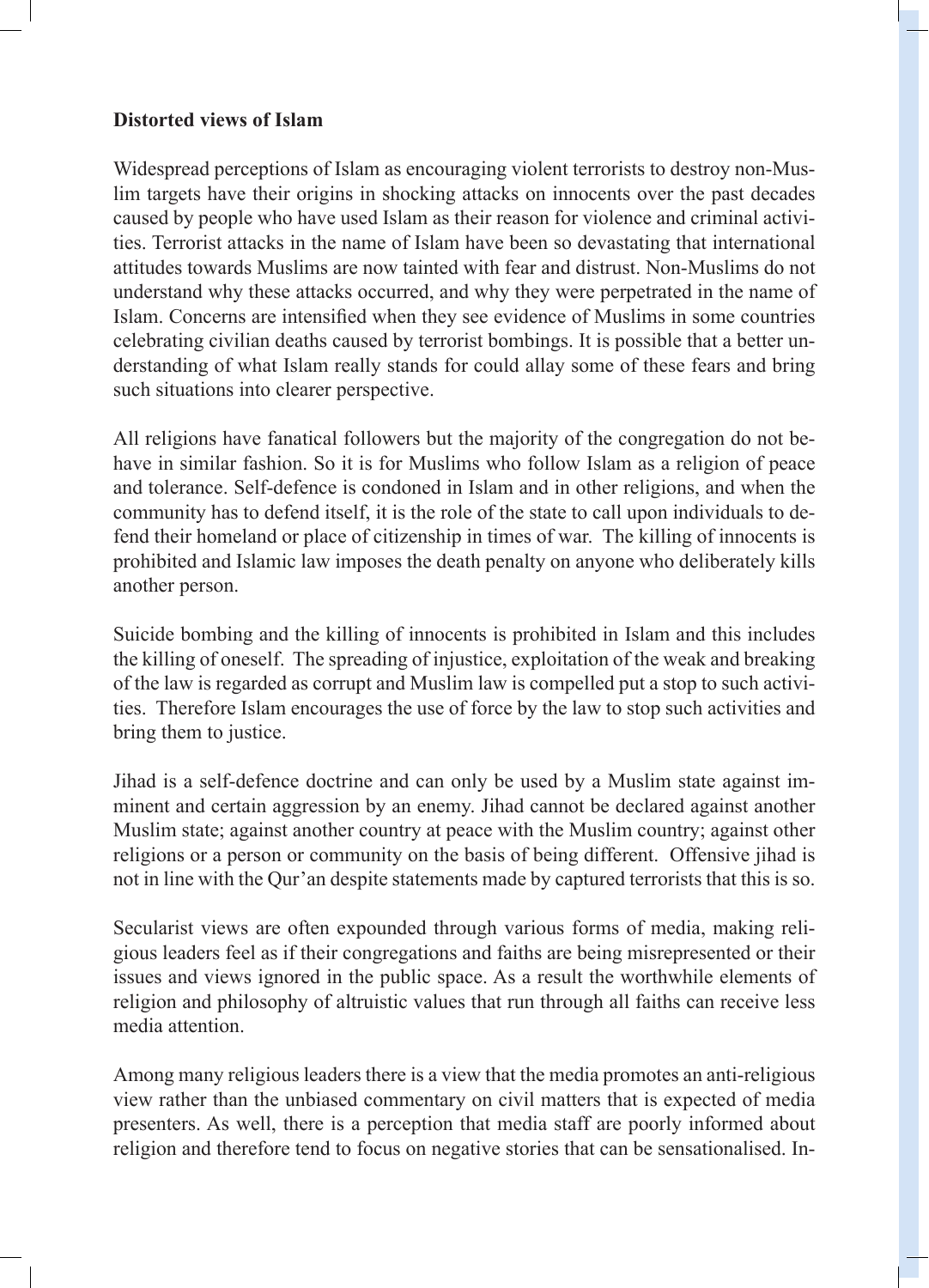**Distorted views of Islam**

Widespread perceptions of Islam as encouraging violent terrorists to destroy non-Muslim targets have their origins in shocking attacks on innocents over the past decades caused by people who have used Islam as their reason for violence and criminal activities. Terrorist attacks in the name of Islam have been so devastating that international attitudes towards Muslims are now tainted with fear and distrust. Non-Muslims do not understand why these attacks occurred, and why they were perpetrated in the name of Islam. Concerns are intensified when they see evidence of Muslims in some countries celebrating civilian deaths caused by terrorist bombings. It is possible that a better understanding of what Islam really stands for could allay some of these fears and bring such situations into clearer perspective.

All religions have fanatical followers but the majority of the congregation do not behave in similar fashion. So it is for Muslims who follow Islam as a religion of peace and tolerance. Self-defence is condoned in Islam and in other religions, and when the community has to defend itself, it is the role of the state to call upon individuals to defend their homeland or place of citizenship in times of war. The killing of innocents is prohibited and Islamic law imposes the death penalty on anyone who deliberately kills another person.

Suicide bombing and the killing of innocents is prohibited in Islam and this includes the killing of oneself. The spreading of injustice, exploitation of the weak and breaking of the law is regarded as corrupt and Muslim law is compelled put a stop to such activities. Therefore Islam encourages the use of force by the law to stop such activities and bring them to justice.

Jihad is a self-defence doctrine and can only be used by a Muslim state against imminent and certain aggression by an enemy. Jihad cannot be declared against another Muslim state; against another country at peace with the Muslim country; against other religions or a person or community on the basis of being different. Offensive jihad is not in line with the Qur'an despite statements made by captured terrorists that this is so.

Secularist views are often expounded through various forms of media, making religious leaders feel as if their congregations and faiths are being misrepresented or their issues and views ignored in the public space. As a result the worthwhile elements of religion and philosophy of altruistic values that run through all faiths can receive less media attention.

Among many religious leaders there is a view that the media promotes an anti-religious view rather than the unbiased commentary on civil matters that is expected of media presenters. As well, there is a perception that media staff are poorly informed about religion and therefore tend to focus on negative stories that can be sensationalised. In-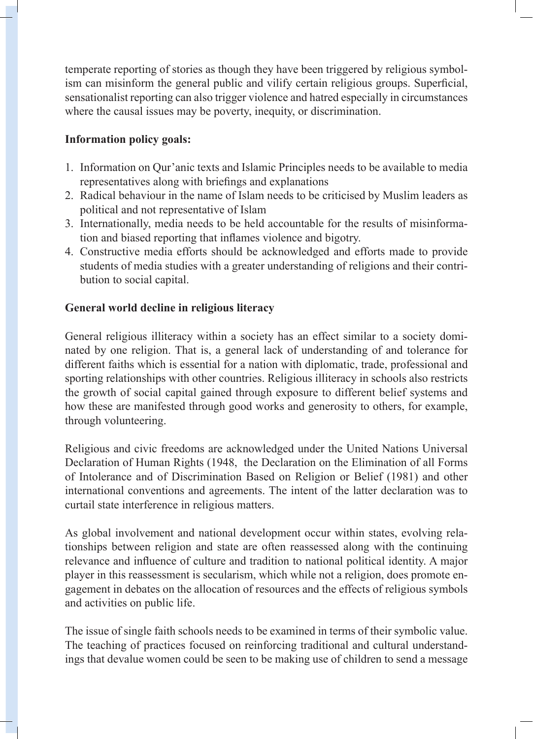temperate reporting of stories as though they have been triggered by religious symbolism can misinform the general public and vilify certain religious groups. Superficial, sensationalist reporting can also trigger violence and hatred especially in circumstances where the causal issues may be poverty, inequity, or discrimination.

**Information policy goals:**

1. Information on Qur'anic texts and Islamic Principles needs to be available to media representatives along with briefings and explanations
2. Radical behaviour in the name of Islam needs to be criticised by Muslim leaders as political and not representative of Islam
3. Internationally, media needs to be held accountable for the results of misinformation and biased reporting that inflames violence and bigotry.
4. Constructive media efforts should be acknowledged and efforts made to provide students of media studies with a greater understanding of religions and their contribution to social capital.

**General world decline in religious literacy**

General religious illiteracy within a society has an effect similar to a society dominated by one religion. That is, a general lack of understanding of and tolerance for different faiths which is essential for a nation with diplomatic, trade, professional and sporting relationships with other countries. Religious illiteracy in schools also restricts the growth of social capital gained through exposure to different belief systems and how these are manifested through good works and generosity to others, for example, through volunteering.

Religious and civic freedoms are acknowledged under the United Nations Universal Declaration of Human Rights (1948, the Declaration on the Elimination of all Forms of Intolerance and of Discrimination Based on Religion or Belief (1981) and other international conventions and agreements. The intent of the latter declaration was to curtail state interference in religious matters.

As global involvement and national development occur within states, evolving relationships between religion and state are often reassessed along with the continuing relevance and influence of culture and tradition to national political identity. A major player in this reassessment is secularism, which while not a religion, does promote engagement in debates on the allocation of resources and the effects of religious symbols and activities on public life.

The issue of single faith schools needs to be examined in terms of their symbolic value. The teaching of practices focused on reinforcing traditional and cultural understandings that devalue women could be seen to be making use of children to send a message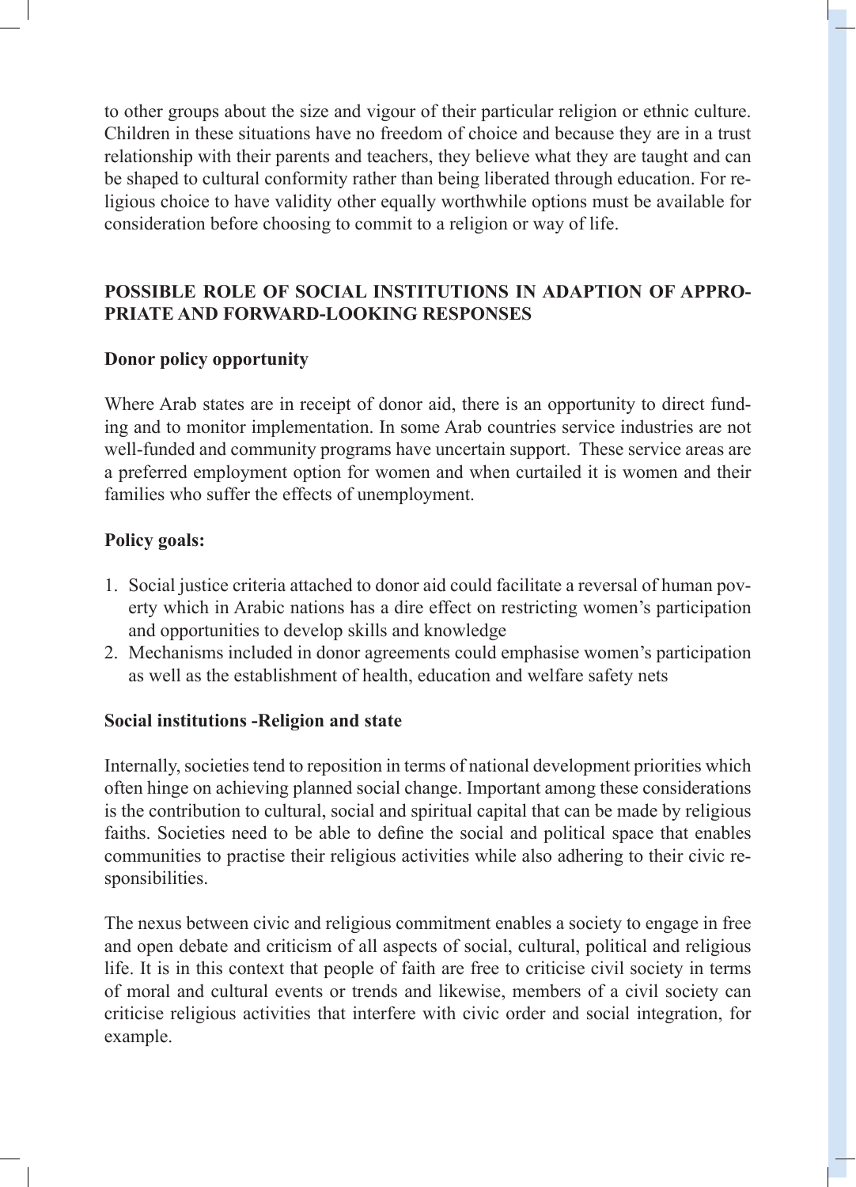to other groups about the size and vigour of their particular religion or ethnic culture. Children in these situations have no freedom of choice and because they are in a trust relationship with their parents and teachers, they believe what they are taught and can be shaped to cultural conformity rather than being liberated through education. For religious choice to have validity other equally worthwhile options must be available for consideration before choosing to commit to a religion or way of life.

## POSSIBLE ROLE OF SOCIAL INSTITUTIONS IN ADAPTION OF APPROPRIATE AND FORWARD-LOOKING RESPONSES

### Donor policy opportunity

Where Arab states are in receipt of donor aid, there is an opportunity to direct funding and to monitor implementation. In some Arab countries service industries are not well-funded and community programs have uncertain support. These service areas are a preferred employment option for women and when curtailed it is women and their families who suffer the effects of unemployment.

### Policy goals:

1. Social justice criteria attached to donor aid could facilitate a reversal of human poverty which in Arabic nations has a dire effect on restricting women's participation and opportunities to develop skills and knowledge
2. Mechanisms included in donor agreements could emphasise women's participation as well as the establishment of health, education and welfare safety nets

### Social institutions -Religion and state

Internally, societies tend to reposition in terms of national development priorities which often hinge on achieving planned social change. Important among these considerations is the contribution to cultural, social and spiritual capital that can be made by religious faiths. Societies need to be able to define the social and political space that enables communities to practise their religious activities while also adhering to their civic responsibilities.

The nexus between civic and religious commitment enables a society to engage in free and open debate and criticism of all aspects of social, cultural, political and religious life. It is in this context that people of faith are free to criticise civil society in terms of moral and cultural events or trends and likewise, members of a civil society can criticise religious activities that interfere with civic order and social integration, for example.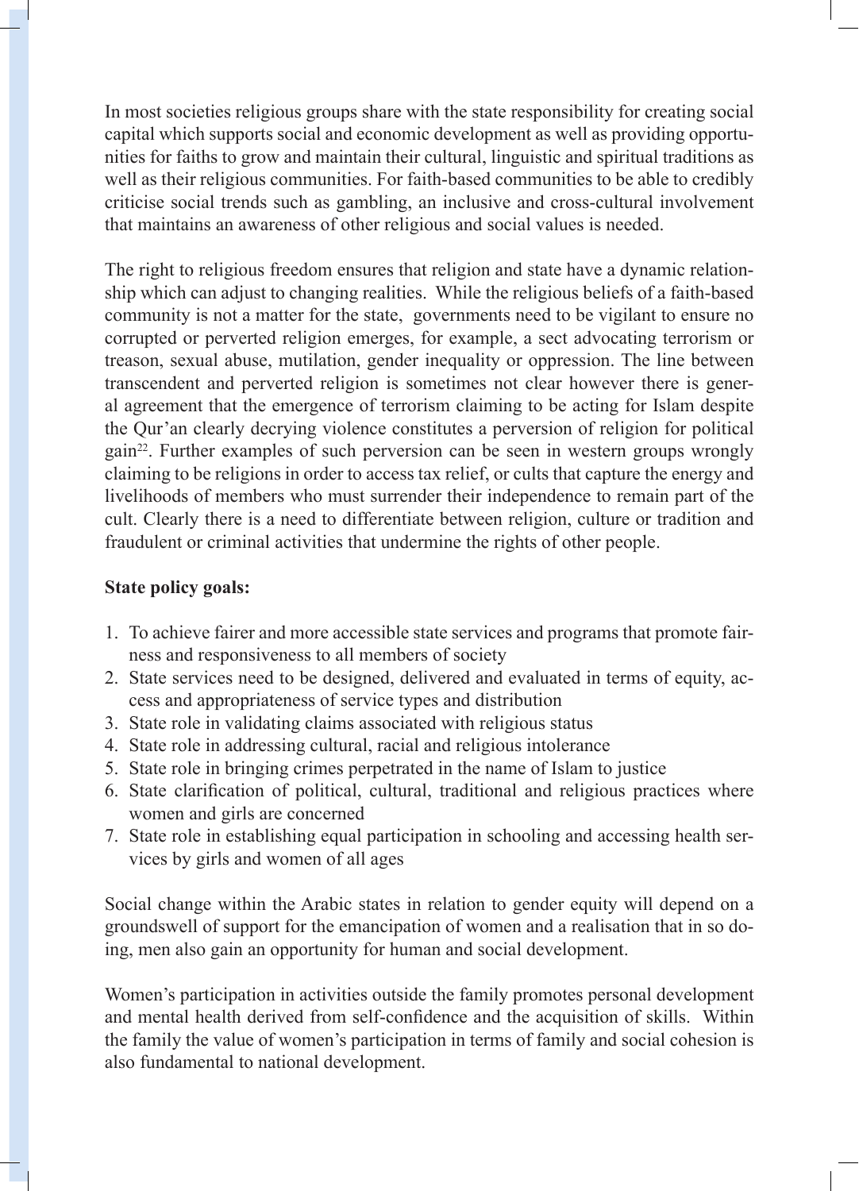In most societies religious groups share with the state responsibility for creating social capital which supports social and economic development as well as providing opportunities for faiths to grow and maintain their cultural, linguistic and spiritual traditions as well as their religious communities. For faith-based communities to be able to credibly criticise social trends such as gambling, an inclusive and cross-cultural involvement that maintains an awareness of other religious and social values is needed.

The right to religious freedom ensures that religion and state have a dynamic relationship which can adjust to changing realities. While the religious beliefs of a faith-based community is not a matter for the state, governments need to be vigilant to ensure no corrupted or perverted religion emerges, for example, a sect advocating terrorism or treason, sexual abuse, mutilation, gender inequality or oppression. The line between transcendent and perverted religion is sometimes not clear however there is general agreement that the emergence of terrorism claiming to be acting for Islam despite the Qur'an clearly decrying violence constitutes a perversion of religion for political gain[22]. Further examples of such perversion can be seen in western groups wrongly claiming to be religions in order to access tax relief, or cults that capture the energy and livelihoods of members who must surrender their independence to remain part of the cult. Clearly there is a need to differentiate between religion, culture or tradition and fraudulent or criminal activities that undermine the rights of other people.

**State policy goals:**

1. To achieve fairer and more accessible state services and programs that promote fairness and responsiveness to all members of society
2. State services need to be designed, delivered and evaluated in terms of equity, access and appropriateness of service types and distribution
3. State role in validating claims associated with religious status
4. State role in addressing cultural, racial and religious intolerance
5. State role in bringing crimes perpetrated in the name of Islam to justice
6. State clarification of political, cultural, traditional and religious practices where women and girls are concerned
7. State role in establishing equal participation in schooling and accessing health services by girls and women of all ages

Social change within the Arabic states in relation to gender equity will depend on a groundswell of support for the emancipation of women and a realisation that in so doing, men also gain an opportunity for human and social development.

Women's participation in activities outside the family promotes personal development and mental health derived from self-confidence and the acquisition of skills. Within the family the value of women's participation in terms of family and social cohesion is also fundamental to national development.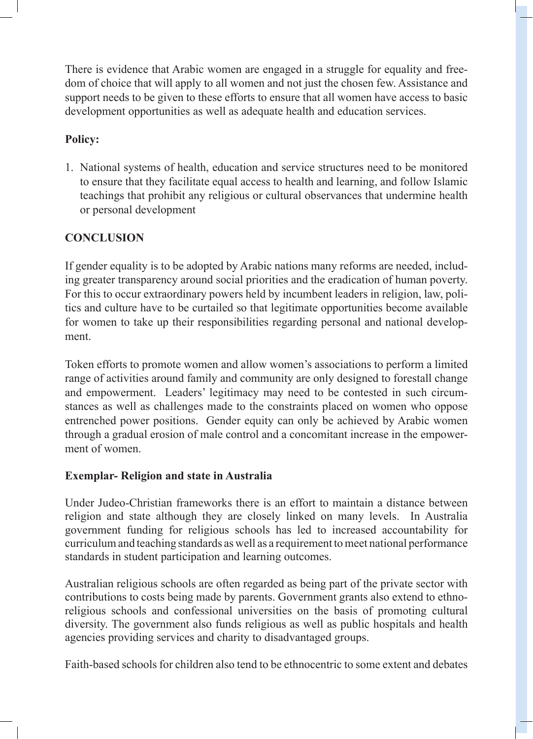There is evidence that Arabic women are engaged in a struggle for equality and freedom of choice that will apply to all women and not just the chosen few. Assistance and support needs to be given to these efforts to ensure that all women have access to basic development opportunities as well as adequate health and education services.

**Policy:**

1. National systems of health, education and service structures need to be monitored to ensure that they facilitate equal access to health and learning, and follow Islamic teachings that prohibit any religious or cultural observances that undermine health or personal development

**CONCLUSION**

If gender equality is to be adopted by Arabic nations many reforms are needed, including greater transparency around social priorities and the eradication of human poverty. For this to occur extraordinary powers held by incumbent leaders in religion, law, politics and culture have to be curtailed so that legitimate opportunities become available for women to take up their responsibilities regarding personal and national development.

Token efforts to promote women and allow women's associations to perform a limited range of activities around family and community are only designed to forestall change and empowerment. Leaders' legitimacy may need to be contested in such circumstances as well as challenges made to the constraints placed on women who oppose entrenched power positions. Gender equity can only be achieved by Arabic women through a gradual erosion of male control and a concomitant increase in the empowerment of women.

**Exemplar- Religion and state in Australia**

Under Judeo-Christian frameworks there is an effort to maintain a distance between religion and state although they are closely linked on many levels. In Australia government funding for religious schools has led to increased accountability for curriculum and teaching standards as well as a requirement to meet national performance standards in student participation and learning outcomes.

Australian religious schools are often regarded as being part of the private sector with contributions to costs being made by parents. Government grants also extend to ethno-religious schools and confessional universities on the basis of promoting cultural diversity. The government also funds religious as well as public hospitals and health agencies providing services and charity to disadvantaged groups.

Faith-based schools for children also tend to be ethnocentric to some extent and debates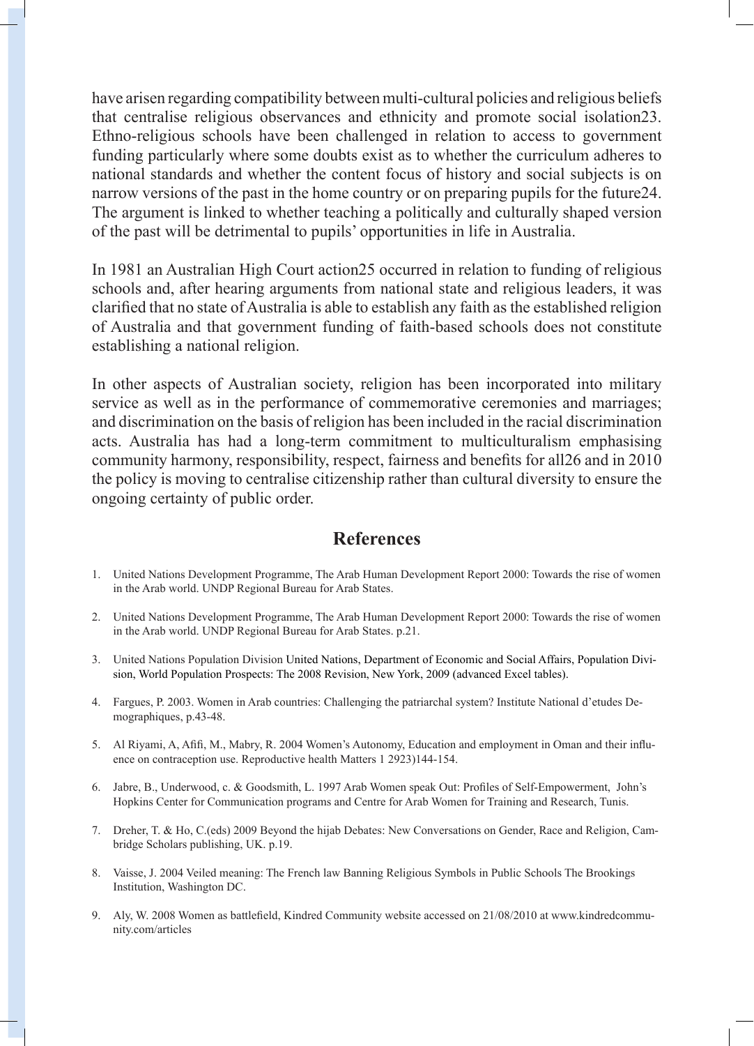have arisen regarding compatibility between multi-cultural policies and religious beliefs that centralise religious observances and ethnicity and promote social isolation23. Ethno-religious schools have been challenged in relation to access to government funding particularly where some doubts exist as to whether the curriculum adheres to national standards and whether the content focus of history and social subjects is on narrow versions of the past in the home country or on preparing pupils for the future24. The argument is linked to whether teaching a politically and culturally shaped version of the past will be detrimental to pupils' opportunities in life in Australia.

In 1981 an Australian High Court action25 occurred in relation to funding of religious schools and, after hearing arguments from national state and religious leaders, it was clarified that no state of Australia is able to establish any faith as the established religion of Australia and that government funding of faith-based schools does not constitute establishing a national religion.

In other aspects of Australian society, religion has been incorporated into military service as well as in the performance of commemorative ceremonies and marriages; and discrimination on the basis of religion has been included in the racial discrimination acts. Australia has had a long-term commitment to multiculturalism emphasising community harmony, responsibility, respect, fairness and benefits for all26 and in 2010 the policy is moving to centralise citizenship rather than cultural diversity to ensure the ongoing certainty of public order.

## References

1. United Nations Development Programme, The Arab Human Development Report 2000: Towards the rise of women in the Arab world. UNDP Regional Bureau for Arab States.
2. United Nations Development Programme, The Arab Human Development Report 2000: Towards the rise of women in the Arab world. UNDP Regional Bureau for Arab States. p.21.
3. United Nations Population Division United Nations, Department of Economic and Social Affairs, Population Division, World Population Prospects: The 2008 Revision, New York, 2009 (advanced Excel tables).
4. Fargues, P. 2003. Women in Arab countries: Challenging the patriarchal system? Institute National d'etudes Demographiques, p.43-48.
5. Al Riyami, A, Afifi, M., Mabry, R. 2004 Women's Autonomy, Education and employment in Oman and their influence on contraception use. Reproductive health Matters 1 2923)144-154.
6. Jabre, B., Underwood, c. & Goodsmith, L. 1997 Arab Women speak Out: Profiles of Self-Empowerment, John's Hopkins Center for Communication programs and Centre for Arab Women for Training and Research, Tunis.
7. Dreher, T. & Ho, C.(eds) 2009 Beyond the hijab Debates: New Conversations on Gender, Race and Religion, Cambridge Scholars publishing, UK. p.19.
8. Vaisse, J. 2004 Veiled meaning: The French law Banning Religious Symbols in Public Schools The Brookings Institution, Washington DC.
9. Aly, W. 2008 Women as battlefield, Kindred Community website accessed on 21/08/2010 at www.kindredcommunity.com/articles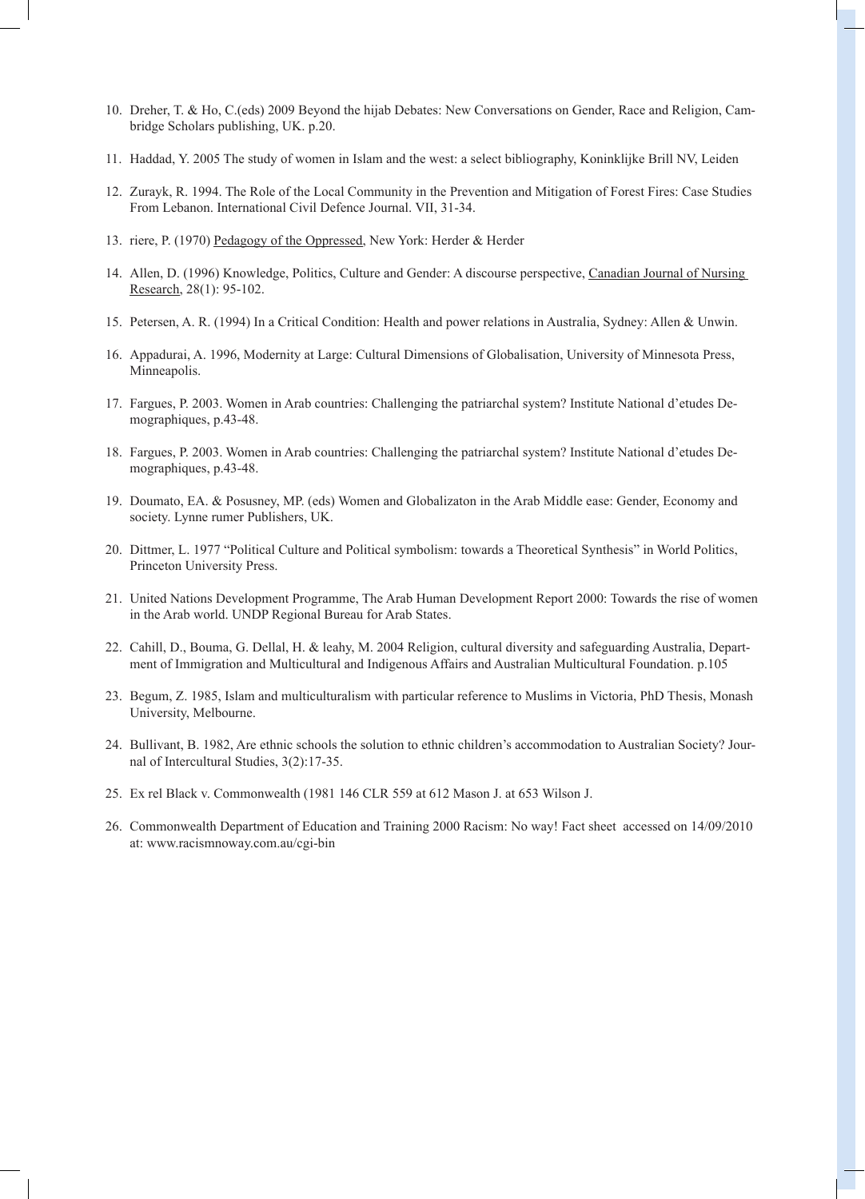10. Dreher, T. & Ho, C.(eds) 2009 Beyond the hijab Debates: New Conversations on Gender, Race and Religion, Cambridge Scholars publishing, UK. p.20.

11. Haddad, Y. 2005 The study of women in Islam and the west: a select bibliography, Koninklijke Brill NV, Leiden

12. Zurayk, R. 1994. The Role of the Local Community in the Prevention and Mitigation of Forest Fires: Case Studies From Lebanon. International Civil Defence Journal. VII, 31-34.

13. riere, P. (1970) Pedagogy of the Oppressed, New York: Herder & Herder

14. Allen, D. (1996) Knowledge, Politics, Culture and Gender: A discourse perspective, Canadian Journal of Nursing Research, 28(1): 95-102.

15. Petersen, A. R. (1994) In a Critical Condition: Health and power relations in Australia, Sydney: Allen & Unwin.

16. Appadurai, A. 1996, Modernity at Large: Cultural Dimensions of Globalisation, University of Minnesota Press, Minneapolis.

17. Fargues, P. 2003. Women in Arab countries: Challenging the patriarchal system? Institute National d'etudes Demographiques, p.43-48.

18. Fargues, P. 2003. Women in Arab countries: Challenging the patriarchal system? Institute National d'etudes Demographiques, p.43-48.

19. Doumato, EA. & Posusney, MP. (eds) Women and Globalizaton in the Arab Middle ease: Gender, Economy and society. Lynne rumer Publishers, UK.

20. Dittmer, L. 1977 "Political Culture and Political symbolism: towards a Theoretical Synthesis" in World Politics, Princeton University Press.

21. United Nations Development Programme, The Arab Human Development Report 2000: Towards the rise of women in the Arab world. UNDP Regional Bureau for Arab States.

22. Cahill, D., Bouma, G. Dellal, H. & leahy, M. 2004 Religion, cultural diversity and safeguarding Australia, Department of Immigration and Multicultural and Indigenous Affairs and Australian Multicultural Foundation. p.105

23. Begum, Z. 1985, Islam and multiculturalism with particular reference to Muslims in Victoria, PhD Thesis, Monash University, Melbourne.

24. Bullivant, B. 1982, Are ethnic schools the solution to ethnic children's accommodation to Australian Society? Journal of Intercultural Studies, 3(2):17-35.

25. Ex rel Black v. Commonwealth (1981 146 CLR 559 at 612 Mason J. at 653 Wilson J.

26. Commonwealth Department of Education and Training 2000 Racism: No way! Fact sheet accessed on 14/09/2010 at: www.racismnoway.com.au/cgi-bin